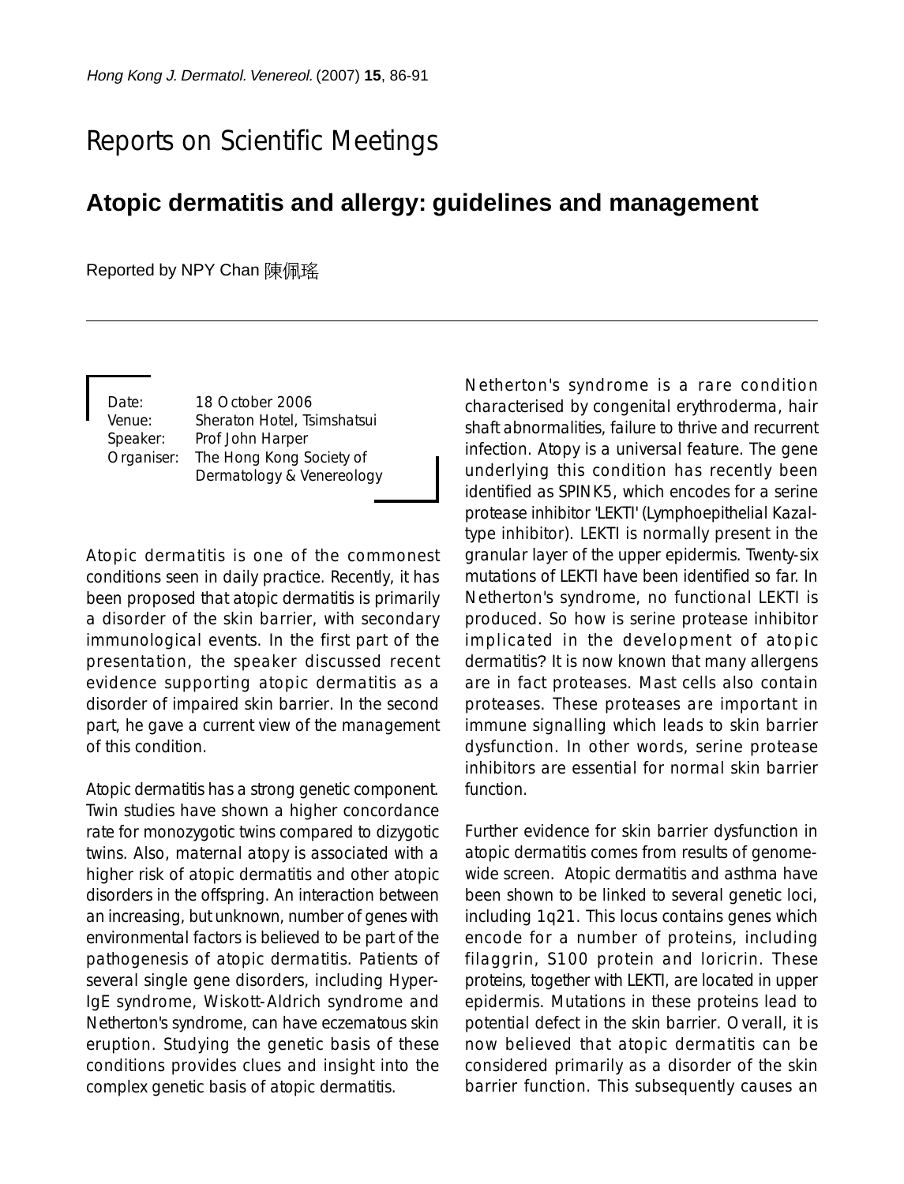Reports on Scientific Meetings

# Atopic dermatitis and allergy: guidelines and management

Reported by NPY Chan 陳佩瑤

Date: 18 October 2006
Venue: Sheraton Hotel, Tsimshatsui
Speaker: Prof John Harper
Organiser: The Hong Kong Society of Dermatology & Venereology

Atopic dermatitis is one of the commonest conditions seen in daily practice. Recently, it has been proposed that atopic dermatitis is primarily a disorder of the skin barrier, with secondary immunological events. In the first part of the presentation, the speaker discussed recent evidence supporting atopic dermatitis as a disorder of impaired skin barrier. In the second part, he gave a current view of the management of this condition.

Atopic dermatitis has a strong genetic component. Twin studies have shown a higher concordance rate for monozygotic twins compared to dizygotic twins. Also, maternal atopy is associated with a higher risk of atopic dermatitis and other atopic disorders in the offspring. An interaction between an increasing, but unknown, number of genes with environmental factors is believed to be part of the pathogenesis of atopic dermatitis. Patients of several single gene disorders, including Hyper-IgE syndrome, Wiskott-Aldrich syndrome and Netherton's syndrome, can have eczematous skin eruption. Studying the genetic basis of these conditions provides clues and insight into the complex genetic basis of atopic dermatitis.

Netherton's syndrome is a rare condition characterised by congenital erythroderma, hair shaft abnormalities, failure to thrive and recurrent infection. Atopy is a universal feature. The gene underlying this condition has recently been identified as SPINK5, which encodes for a serine protease inhibitor 'LEKTI' (Lymphoepithelial Kazal-type inhibitor). LEKTI is normally present in the granular layer of the upper epidermis. Twenty-six mutations of LEKTI have been identified so far. In Netherton's syndrome, no functional LEKTI is produced. So how is serine protease inhibitor implicated in the development of atopic dermatitis? It is now known that many allergens are in fact proteases. Mast cells also contain proteases. These proteases are important in immune signalling which leads to skin barrier dysfunction. In other words, serine protease inhibitors are essential for normal skin barrier function.

Further evidence for skin barrier dysfunction in atopic dermatitis comes from results of genome-wide screen. Atopic dermatitis and asthma have been shown to be linked to several genetic loci, including 1q21. This locus contains genes which encode for a number of proteins, including filaggrin, S100 protein and loricrin. These proteins, together with LEKTI, are located in upper epidermis. Mutations in these proteins lead to potential defect in the skin barrier. Overall, it is now believed that atopic dermatitis can be considered primarily as a disorder of the skin barrier function. This subsequently causes an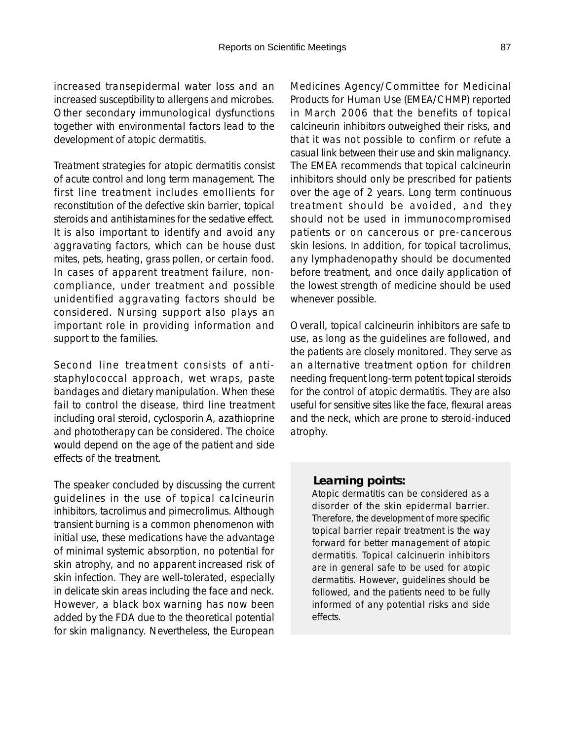increased transepidermal water loss and an increased susceptibility to allergens and microbes. Other secondary immunological dysfunctions together with environmental factors lead to the development of atopic dermatitis.

Treatment strategies for atopic dermatitis consist of acute control and long term management. The first line treatment includes emollients for reconstitution of the defective skin barrier, topical steroids and antihistamines for the sedative effect. It is also important to identify and avoid any aggravating factors, which can be house dust mites, pets, heating, grass pollen, or certain food. In cases of apparent treatment failure, non-compliance, under treatment and possible unidentified aggravating factors should be considered. Nursing support also plays an important role in providing information and support to the families.

Second line treatment consists of anti-staphylococcal approach, wet wraps, paste bandages and dietary manipulation. When these fail to control the disease, third line treatment including oral steroid, cyclosporin A, azathioprine and phototherapy can be considered. The choice would depend on the age of the patient and side effects of the treatment.

The speaker concluded by discussing the current guidelines in the use of topical calcineurin inhibitors, tacrolimus and pimecrolimus. Although transient burning is a common phenomenon with initial use, these medications have the advantage of minimal systemic absorption, no potential for skin atrophy, and no apparent increased risk of skin infection. They are well-tolerated, especially in delicate skin areas including the face and neck. However, a black box warning has now been added by the FDA due to the theoretical potential for skin malignancy. Nevertheless, the European Medicines Agency/Committee for Medicinal Products for Human Use (EMEA/CHMP) reported in March 2006 that the benefits of topical calcineurin inhibitors outweighed their risks, and that it was not possible to confirm or refute a casual link between their use and skin malignancy. The EMEA recommends that topical calcineurin inhibitors should only be prescribed for patients over the age of 2 years. Long term continuous treatment should be avoided, and they should not be used in immunocompromised patients or on cancerous or pre-cancerous skin lesions. In addition, for topical tacrolimus, any lymphadenopathy should be documented before treatment, and once daily application of the lowest strength of medicine should be used whenever possible.

Overall, topical calcineurin inhibitors are safe to use, as long as the guidelines are followed, and the patients are closely monitored. They serve as an alternative treatment option for children needing frequent long-term potent topical steroids for the control of atopic dermatitis. They are also useful for sensitive sites like the face, flexural areas and the neck, which are prone to steroid-induced atrophy.

**Learning points:**

Atopic dermatitis can be considered as a disorder of the skin epidermal barrier. Therefore, the development of more specific topical barrier repair treatment is the way forward for better management of atopic dermatitis. Topical calcinuerin inhibitors are in general safe to be used for atopic dermatitis. However, guidelines should be followed, and the patients need to be fully informed of any potential risks and side effects.